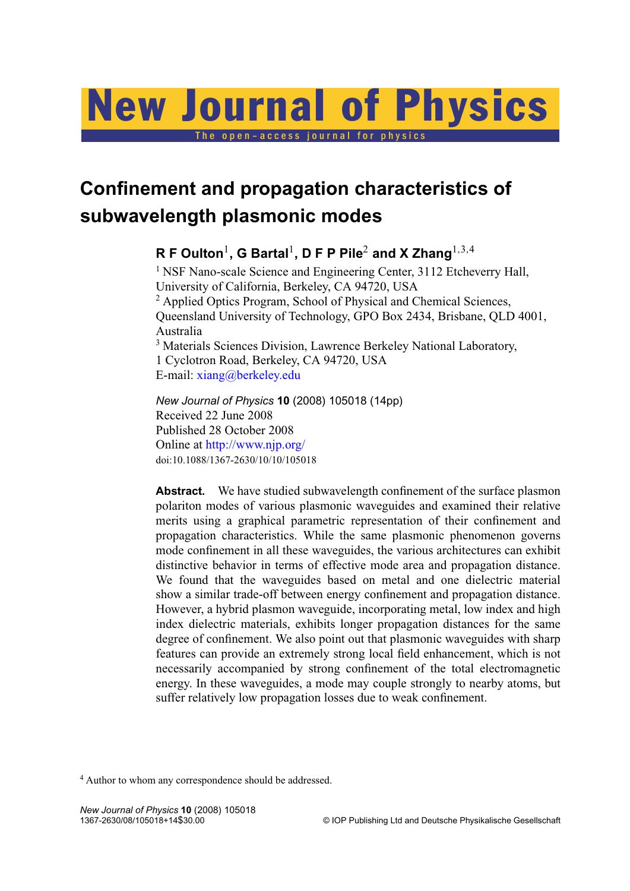# New Journal of Physics

The open-access journal for physics

## Confinement and propagation characteristics of subwavelength plasmonic modes

**R F Oulton[1], G Bartal[1], D F P Pile[2] and X Zhang[1,3,4]**

[1] NSF Nano-scale Science and Engineering Center, 3112 Etcheverry Hall, University of California, Berkeley, CA 94720, USA
[2] Applied Optics Program, School of Physical and Chemical Sciences, Queensland University of Technology, GPO Box 2434, Brisbane, QLD 4001, Australia
[3] Materials Sciences Division, Lawrence Berkeley National Laboratory, 1 Cyclotron Road, Berkeley, CA 94720, USA
E-mail: xiang@berkeley.edu

*New Journal of Physics* **10** (2008) 105018 (14pp)
Received 22 June 2008
Published 28 October 2008
Online at http://www.njp.org/
doi:10.1088/1367-2630/10/10/105018

**Abstract.** We have studied subwavelength confinement of the surface plasmon polariton modes of various plasmonic waveguides and examined their relative merits using a graphical parametric representation of their confinement and propagation characteristics. While the same plasmonic phenomenon governs mode confinement in all these waveguides, the various architectures can exhibit distinctive behavior in terms of effective mode area and propagation distance. We found that the waveguides based on metal and one dielectric material show a similar trade-off between energy confinement and propagation distance. However, a hybrid plasmon waveguide, incorporating metal, low index and high index dielectric materials, exhibits longer propagation distances for the same degree of confinement. We also point out that plasmonic waveguides with sharp features can provide an extremely strong local field enhancement, which is not necessarily accompanied by strong confinement of the total electromagnetic energy. In these waveguides, a mode may couple strongly to nearby atoms, but suffer relatively low propagation losses due to weak confinement.

[4] Author to whom any correspondence should be addressed.

1367-2630/08/105018+14$30.00 © IOP Publishing Ltd and Deutsche Physikalische Gesellschaft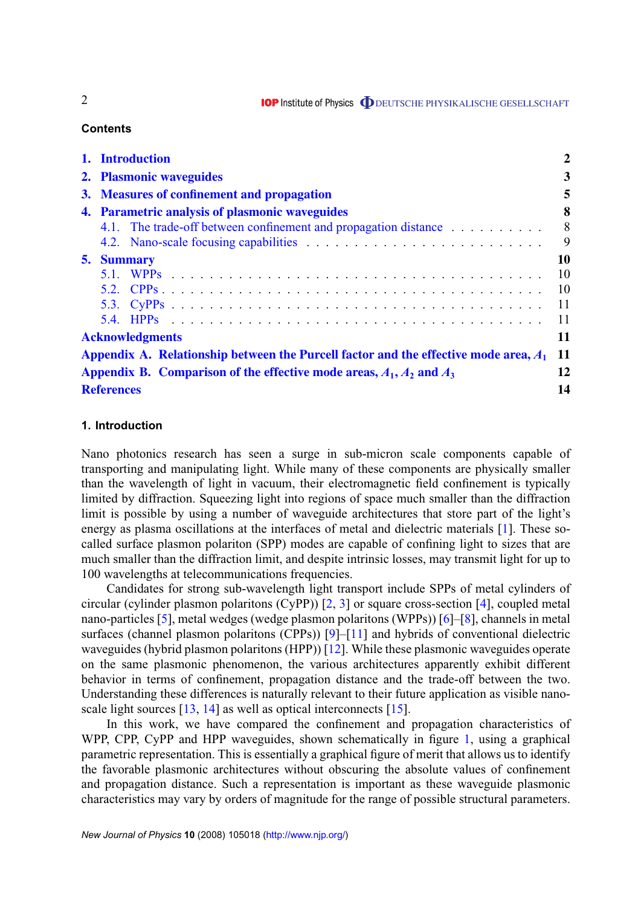## Contents

| | |
|---|---|
| **1. Introduction** | **2** |
| **2. Plasmonic waveguides** | **3** |
| **3. Measures of confinement and propagation** | **5** |
| **4. Parametric analysis of plasmonic waveguides** | **8** |
| 4.1. The trade-off between confinement and propagation distance | 8 |
| 4.2. Nano-scale focusing capabilities | 9 |
| **5. Summary** | **10** |
| 5.1. WPPs | 10 |
| 5.2. CPPs | 10 |
| 5.3. CyPPs | 11 |
| 5.4. HPPs | 11 |
| **Acknowledgments** | **11** |
| **Appendix A. Relationship between the Purcell factor and the effective mode area, $A_1$** | **11** |
| **Appendix B. Comparison of the effective mode areas, $A_1$, $A_2$ and $A_3$** | **12** |
| **References** | **14** |

## 1. Introduction

Nano photonics research has seen a surge in sub-micron scale components capable of transporting and manipulating light. While many of these components are physically smaller than the wavelength of light in vacuum, their electromagnetic field confinement is typically limited by diffraction. Squeezing light into regions of space much smaller than the diffraction limit is possible by using a number of waveguide architectures that store part of the light's energy as plasma oscillations at the interfaces of metal and dielectric materials [1]. These so-called surface plasmon polariton (SPP) modes are capable of confining light to sizes that are much smaller than the diffraction limit, and despite intrinsic losses, may transmit light for up to 100 wavelengths at telecommunications frequencies.

Candidates for strong sub-wavelength light transport include SPPs of metal cylinders of circular (cylinder plasmon polaritons (CyPP)) [2, 3] or square cross-section [4], coupled metal nano-particles [5], metal wedges (wedge plasmon polaritons (WPPs)) [6]–[8], channels in metal surfaces (channel plasmon polaritons (CPPs)) [9]–[11] and hybrids of conventional dielectric waveguides (hybrid plasmon polaritons (HPP)) [12]. While these plasmonic waveguides operate on the same plasmonic phenomenon, the various architectures apparently exhibit different behavior in terms of confinement, propagation distance and the trade-off between the two. Understanding these differences is naturally relevant to their future application as visible nano-scale light sources [13, 14] as well as optical interconnects [15].

In this work, we have compared the confinement and propagation characteristics of WPP, CPP, CyPP and HPP waveguides, shown schematically in figure 1, using a graphical parametric representation. This is essentially a graphical figure of merit that allows us to identify the favorable plasmonic architectures without obscuring the absolute values of confinement and propagation distance. Such a representation is important as these waveguide plasmonic characteristics may vary by orders of magnitude for the range of possible structural parameters.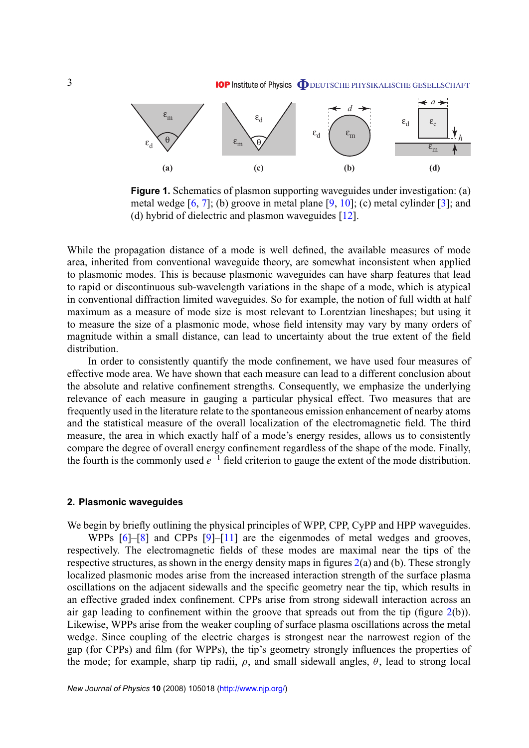$\varepsilon_m$

$\varepsilon_d$

$\theta$

**(a)**

$\varepsilon_d$

$\varepsilon_m$

$\theta$

**(c)**

$d$

$\varepsilon_d$

$\varepsilon_m$

**(b)**

$a$

$\varepsilon_d$

$\varepsilon_c$

$h$

$\varepsilon_m$

**(d)**

**Figure 1.** Schematics of plasmon supporting waveguides under investigation: (a) metal wedge [6, 7]; (b) groove in metal plane [9, 10]; (c) metal cylinder [3]; and (d) hybrid of dielectric and plasmon waveguides [12].

While the propagation distance of a mode is well defined, the available measures of mode area, inherited from conventional waveguide theory, are somewhat inconsistent when applied to plasmonic modes. This is because plasmonic waveguides can have sharp features that lead to rapid or discontinuous sub-wavelength variations in the shape of a mode, which is atypical in conventional diffraction limited waveguides. So for example, the notion of full width at half maximum as a measure of mode size is most relevant to Lorentzian lineshapes; but using it to measure the size of a plasmonic mode, whose field intensity may vary by many orders of magnitude within a small distance, can lead to uncertainty about the true extent of the field distribution.

In order to consistently quantify the mode confinement, we have used four measures of effective mode area. We have shown that each measure can lead to a different conclusion about the absolute and relative confinement strengths. Consequently, we emphasize the underlying relevance of each measure in gauging a particular physical effect. Two measures that are frequently used in the literature relate to the spontaneous emission enhancement of nearby atoms and the statistical measure of the overall localization of the electromagnetic field. The third measure, the area in which exactly half of a mode's energy resides, allows us to consistently compare the degree of overall energy confinement regardless of the shape of the mode. Finally, the fourth is the commonly used $e^{-1}$ field criterion to gauge the extent of the mode distribution.

## 2. Plasmonic waveguides

We begin by briefly outlining the physical principles of WPP, CPP, CyPP and HPP waveguides.

WPPs [6]–[8] and CPPs [9]–[11] are the eigenmodes of metal wedges and grooves, respectively. The electromagnetic fields of these modes are maximal near the tips of the respective structures, as shown in the energy density maps in figures 2(a) and (b). These strongly localized plasmonic modes arise from the increased interaction strength of the surface plasma oscillations on the adjacent sidewalls and the specific geometry near the tip, which results in an effective graded index confinement. CPPs arise from strong sidewall interaction across an air gap leading to confinement within the groove that spreads out from the tip (figure 2(b)). Likewise, WPPs arise from the weaker coupling of surface plasma oscillations across the metal wedge. Since coupling of the electric charges is strongest near the narrowest region of the gap (for CPPs) and film (for WPPs), the tip's geometry strongly influences the properties of the mode; for example, sharp tip radii, $\rho$, and small sidewall angles, $\theta$, lead to strong local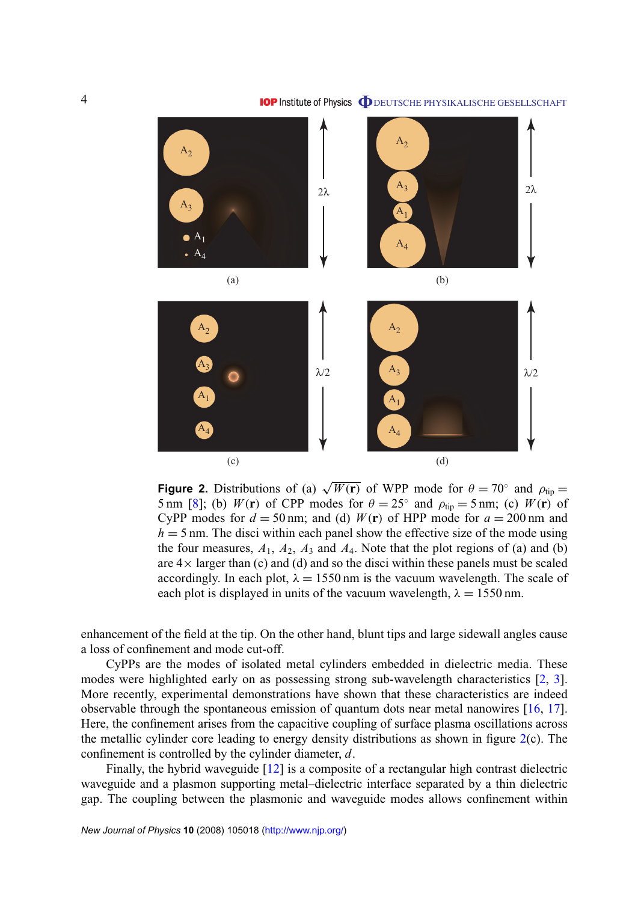**Figure 2.** Distributions of (a) $\sqrt{W(\mathbf{r})}$ of WPP mode for $\theta = 70^\circ$ and $\rho_{\text{tip}} = 5\,\text{nm}$ [8]; (b) $W(\mathbf{r})$ of CPP modes for $\theta = 25^\circ$ and $\rho_{\text{tip}} = 5\,\text{nm}$; (c) $W(\mathbf{r})$ of CyPP modes for $d = 50\,\text{nm}$; and (d) $W(\mathbf{r})$ of HPP mode for $a = 200\,\text{nm}$ and $h = 5\,\text{nm}$. The disci within each panel show the effective size of the mode using the four measures, $A_1$, $A_2$, $A_3$ and $A_4$. Note that the plot regions of (a) and (b) are $4\times$ larger than (c) and (d) and so the disci within these panels must be scaled accordingly. In each plot, $\lambda = 1550\,\text{nm}$ is the vacuum wavelength. The scale of each plot is displayed in units of the vacuum wavelength, $\lambda = 1550\,\text{nm}$.

enhancement of the field at the tip. On the other hand, blunt tips and large sidewall angles cause a loss of confinement and mode cut-off.

CyPPs are the modes of isolated metal cylinders embedded in dielectric media. These modes were highlighted early on as possessing strong sub-wavelength characteristics [2, 3]. More recently, experimental demonstrations have shown that these characteristics are indeed observable through the spontaneous emission of quantum dots near metal nanowires [16, 17]. Here, the confinement arises from the capacitive coupling of surface plasma oscillations across the metallic cylinder core leading to energy density distributions as shown in figure 2(c). The confinement is controlled by the cylinder diameter, $d$.

Finally, the hybrid waveguide [12] is a composite of a rectangular high contrast dielectric waveguide and a plasmon supporting metal–dielectric interface separated by a thin dielectric gap. The coupling between the plasmonic and waveguide modes allows confinement within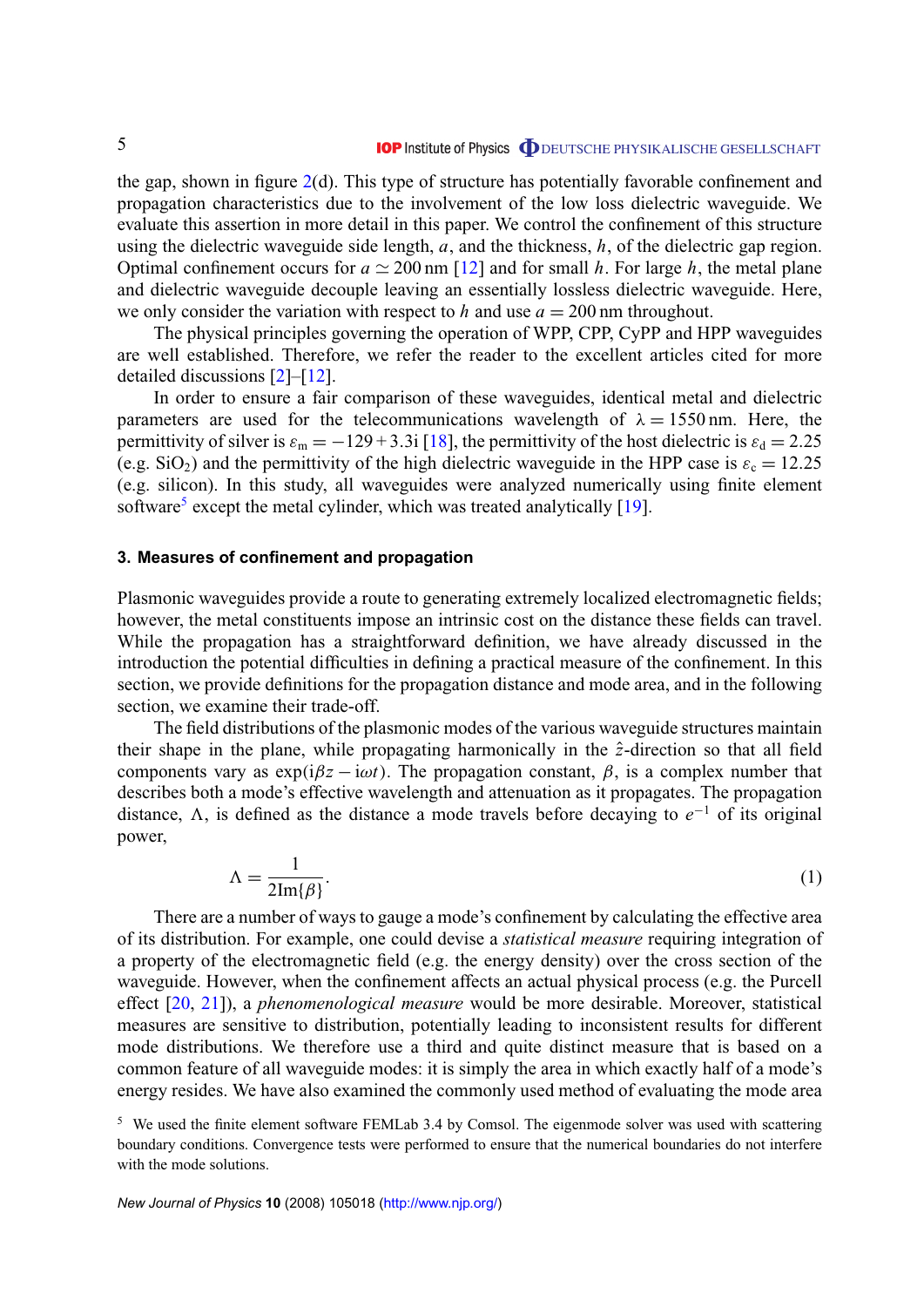the gap, shown in figure 2(d). This type of structure has potentially favorable confinement and propagation characteristics due to the involvement of the low loss dielectric waveguide. We evaluate this assertion in more detail in this paper. We control the confinement of this structure using the dielectric waveguide side length, $a$, and the thickness, $h$, of the dielectric gap region. Optimal confinement occurs for $a \simeq 200\,\text{nm}$ [12] and for small $h$. For large $h$, the metal plane and dielectric waveguide decouple leaving an essentially lossless dielectric waveguide. Here, we only consider the variation with respect to $h$ and use $a = 200\,\text{nm}$ throughout.

The physical principles governing the operation of WPP, CPP, CyPP and HPP waveguides are well established. Therefore, we refer the reader to the excellent articles cited for more detailed discussions [2]–[12].

In order to ensure a fair comparison of these waveguides, identical metal and dielectric parameters are used for the telecommunications wavelength of $\lambda = 1550\,\text{nm}$. Here, the permittivity of silver is $\varepsilon_\text{m} = -129 + 3.3\text{i}$ [18], the permittivity of the host dielectric is $\varepsilon_\text{d} = 2.25$ (e.g. $SiO_2$) and the permittivity of the high dielectric waveguide in the HPP case is $\varepsilon_\text{c} = 12.25$ (e.g. silicon). In this study, all waveguides were analyzed numerically using finite element software[5] except the metal cylinder, which was treated analytically [19].

### 3. Measures of confinement and propagation

Plasmonic waveguides provide a route to generating extremely localized electromagnetic fields; however, the metal constituents impose an intrinsic cost on the distance these fields can travel. While the propagation has a straightforward definition, we have already discussed in the introduction the potential difficulties in defining a practical measure of the confinement. In this section, we provide definitions for the propagation distance and mode area, and in the following section, we examine their trade-off.

The field distributions of the plasmonic modes of the various waveguide structures maintain their shape in the plane, while propagating harmonically in the $\hat{z}$-direction so that all field components vary as $\exp(\text{i}\beta z - \text{i}\omega t)$. The propagation constant, $\beta$, is a complex number that describes both a mode's effective wavelength and attenuation as it propagates. The propagation distance, $\Lambda$, is defined as the distance a mode travels before decaying to $e^{-1}$ of its original power,

$$\Lambda = \frac{1}{2\text{Im}\{\beta\}}. \tag{1}$$

There are a number of ways to gauge a mode's confinement by calculating the effective area of its distribution. For example, one could devise a *statistical measure* requiring integration of a property of the electromagnetic field (e.g. the energy density) over the cross section of the waveguide. However, when the confinement affects an actual physical process (e.g. the Purcell effect [20, 21]), a *phenomenological measure* would be more desirable. Moreover, statistical measures are sensitive to distribution, potentially leading to inconsistent results for different mode distributions. We therefore use a third and quite distinct measure that is based on a common feature of all waveguide modes: it is simply the area in which exactly half of a mode's energy resides. We have also examined the commonly used method of evaluating the mode area

[5] We used the finite element software FEMLab 3.4 by Comsol. The eigenmode solver was used with scattering boundary conditions. Convergence tests were performed to ensure that the numerical boundaries do not interfere with the mode solutions.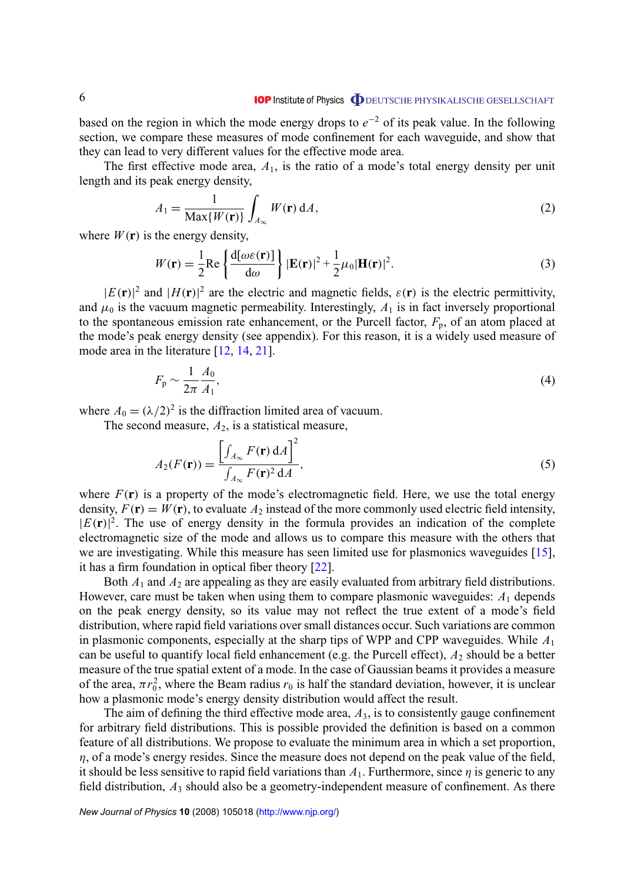based on the region in which the mode energy drops to $e^{-2}$ of its peak value. In the following section, we compare these measures of mode confinement for each waveguide, and show that they can lead to very different values for the effective mode area.

The first effective mode area, $A_1$, is the ratio of a mode's total energy density per unit length and its peak energy density,

$$A_1 = \frac{1}{\mathrm{Max}\{W(\mathbf{r})\}} \int_{A_\infty} W(\mathbf{r})\, \mathrm{d}A, \tag{2}$$

where $W(\mathbf{r})$ is the energy density,

$$W(\mathbf{r}) = \frac{1}{2}\mathrm{Re}\left\{\frac{\mathrm{d}[\omega\varepsilon(\mathbf{r})]}{\mathrm{d}\omega}\right\}|\mathbf{E}(\mathbf{r})|^2 + \frac{1}{2}\mu_0|\mathbf{H}(\mathbf{r})|^2. \tag{3}$$

$|E(\mathbf{r})|^2$ and $|H(\mathbf{r})|^2$ are the electric and magnetic fields, $\varepsilon(\mathbf{r})$ is the electric permittivity, and $\mu_0$ is the vacuum magnetic permeability. Interestingly, $A_1$ is in fact inversely proportional to the spontaneous emission rate enhancement, or the Purcell factor, $F_\mathrm{p}$, of an atom placed at the mode's peak energy density (see appendix). For this reason, it is a widely used measure of mode area in the literature [12, 14, 21].

$$F_\mathrm{p} \sim \frac{1}{2\pi}\frac{A_0}{A_1}, \tag{4}$$

where $A_0 = (\lambda/2)^2$ is the diffraction limited area of vacuum.

The second measure, $A_2$, is a statistical measure,

$$A_2(F(\mathbf{r})) = \frac{\left[\int_{A_\infty} F(\mathbf{r})\, \mathrm{d}A\right]^2}{\int_{A_\infty} F(\mathbf{r})^2\, \mathrm{d}A}, \tag{5}$$

where $F(\mathbf{r})$ is a property of the mode's electromagnetic field. Here, we use the total energy density, $F(\mathbf{r}) = W(\mathbf{r})$, to evaluate $A_2$ instead of the more commonly used electric field intensity, $|E(\mathbf{r})|^2$. The use of energy density in the formula provides an indication of the complete electromagnetic size of the mode and allows us to compare this measure with the others that we are investigating. While this measure has seen limited use for plasmonics waveguides [15], it has a firm foundation in optical fiber theory [22].

Both $A_1$ and $A_2$ are appealing as they are easily evaluated from arbitrary field distributions. However, care must be taken when using them to compare plasmonic waveguides: $A_1$ depends on the peak energy density, so its value may not reflect the true extent of a mode's field distribution, where rapid field variations over small distances occur. Such variations are common in plasmonic components, especially at the sharp tips of WPP and CPP waveguides. While $A_1$ can be useful to quantify local field enhancement (e.g. the Purcell effect), $A_2$ should be a better measure of the true spatial extent of a mode. In the case of Gaussian beams it provides a measure of the area, $\pi r_0^2$, where the Beam radius $r_0$ is half the standard deviation, however, it is unclear how a plasmonic mode's energy density distribution would affect the result.

The aim of defining the third effective mode area, $A_3$, is to consistently gauge confinement for arbitrary field distributions. This is possible provided the definition is based on a common feature of all distributions. We propose to evaluate the minimum area in which a set proportion, $\eta$, of a mode's energy resides. Since the measure does not depend on the peak value of the field, it should be less sensitive to rapid field variations than $A_1$. Furthermore, since $\eta$ is generic to any field distribution, $A_3$ should also be a geometry-independent measure of confinement. As there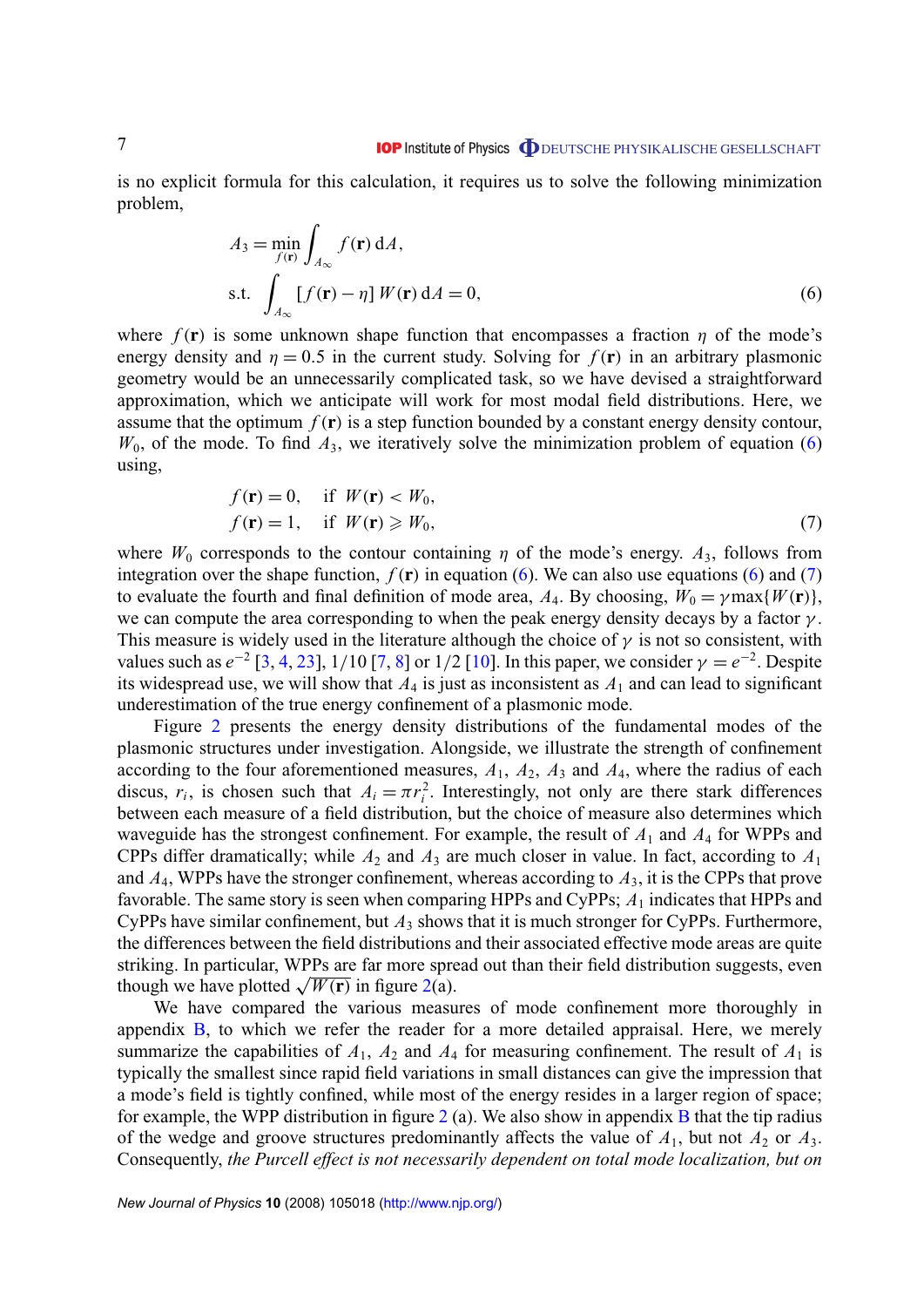is no explicit formula for this calculation, it requires us to solve the following minimization problem,

$$
\begin{aligned}
A_3 &= \min_{f(\mathbf{r})} \int_{A_\infty} f(\mathbf{r})\,\mathrm{d}A, \\
\text{s.t.} & \int_{A_\infty} [f(\mathbf{r}) - \eta]\, W(\mathbf{r})\,\mathrm{d}A = 0,
\end{aligned} \tag{6}
$$

where $f(\mathbf{r})$ is some unknown shape function that encompasses a fraction $\eta$ of the mode's energy density and $\eta = 0.5$ in the current study. Solving for $f(\mathbf{r})$ in an arbitrary plasmonic geometry would be an unnecessarily complicated task, so we have devised a straightforward approximation, which we anticipate will work for most modal field distributions. Here, we assume that the optimum $f(\mathbf{r})$ is a step function bounded by a constant energy density contour, $W_0$, of the mode. To find $A_3$, we iteratively solve the minimization problem of equation (6) using,

$$
\begin{aligned}
f(\mathbf{r}) &= 0, \quad \text{if } W(\mathbf{r}) < W_0, \\
f(\mathbf{r}) &= 1, \quad \text{if } W(\mathbf{r}) \geqslant W_0,
\end{aligned} \tag{7}
$$

where $W_0$ corresponds to the contour containing $\eta$ of the mode's energy. $A_3$, follows from integration over the shape function, $f(\mathbf{r})$ in equation (6). We can also use equations (6) and (7) to evaluate the fourth and final definition of mode area, $A_4$. By choosing, $W_0 = \gamma \max\{W(\mathbf{r})\}$, we can compute the area corresponding to when the peak energy density decays by a factor $\gamma$. This measure is widely used in the literature although the choice of $\gamma$ is not so consistent, with values such as $e^{-2}$ [3, 4, 23], 1/10 [7, 8] or 1/2 [10]. In this paper, we consider $\gamma = e^{-2}$. Despite its widespread use, we will show that $A_4$ is just as inconsistent as $A_1$ and can lead to significant underestimation of the true energy confinement of a plasmonic mode.

Figure 2 presents the energy density distributions of the fundamental modes of the plasmonic structures under investigation. Alongside, we illustrate the strength of confinement according to the four aforementioned measures, $A_1$, $A_2$, $A_3$ and $A_4$, where the radius of each discus, $r_i$, is chosen such that $A_i = \pi r_i^2$. Interestingly, not only are there stark differences between each measure of a field distribution, but the choice of measure also determines which waveguide has the strongest confinement. For example, the result of $A_1$ and $A_4$ for WPPs and CPPs differ dramatically; while $A_2$ and $A_3$ are much closer in value. In fact, according to $A_1$ and $A_4$, WPPs have the stronger confinement, whereas according to $A_3$, it is the CPPs that prove favorable. The same story is seen when comparing HPPs and CyPPs; $A_1$ indicates that HPPs and CyPPs have similar confinement, but $A_3$ shows that it is much stronger for CyPPs. Furthermore, the differences between the field distributions and their associated effective mode areas are quite striking. In particular, WPPs are far more spread out than their field distribution suggests, even though we have plotted $\sqrt{W(\mathbf{r})}$ in figure 2(a).

We have compared the various measures of mode confinement more thoroughly in appendix B, to which we refer the reader for a more detailed appraisal. Here, we merely summarize the capabilities of $A_1$, $A_2$ and $A_4$ for measuring confinement. The result of $A_1$ is typically the smallest since rapid field variations in small distances can give the impression that a mode's field is tightly confined, while most of the energy resides in a larger region of space; for example, the WPP distribution in figure 2 (a). We also show in appendix B that the tip radius of the wedge and groove structures predominantly affects the value of $A_1$, but not $A_2$ or $A_3$. Consequently, *the Purcell effect is not necessarily dependent on total mode localization, but on*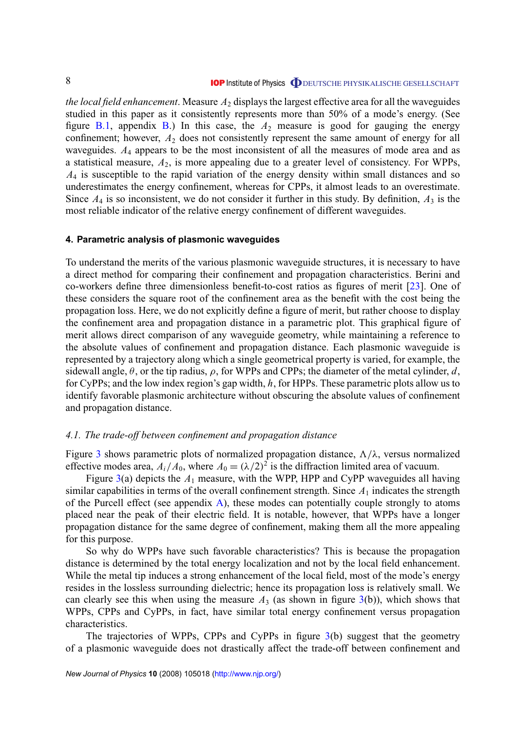*the local field enhancement*. Measure $A_2$ displays the largest effective area for all the waveguides studied in this paper as it consistently represents more than 50% of a mode's energy. (See figure B.1, appendix B.) In this case, the $A_2$ measure is good for gauging the energy confinement; however, $A_2$ does not consistently represent the same amount of energy for all waveguides. $A_4$ appears to be the most inconsistent of all the measures of mode area and as a statistical measure, $A_2$, is more appealing due to a greater level of consistency. For WPPs, $A_4$ is susceptible to the rapid variation of the energy density within small distances and so underestimates the energy confinement, whereas for CPPs, it almost leads to an overestimate. Since $A_4$ is so inconsistent, we do not consider it further in this study. By definition, $A_3$ is the most reliable indicator of the relative energy confinement of different waveguides.

## 4. Parametric analysis of plasmonic waveguides

To understand the merits of the various plasmonic waveguide structures, it is necessary to have a direct method for comparing their confinement and propagation characteristics. Berini and co-workers define three dimensionless benefit-to-cost ratios as figures of merit [23]. One of these considers the square root of the confinement area as the benefit with the cost being the propagation loss. Here, we do not explicitly define a figure of merit, but rather choose to display the confinement area and propagation distance in a parametric plot. This graphical figure of merit allows direct comparison of any waveguide geometry, while maintaining a reference to the absolute values of confinement and propagation distance. Each plasmonic waveguide is represented by a trajectory along which a single geometrical property is varied, for example, the sidewall angle, $\theta$, or the tip radius, $\rho$, for WPPs and CPPs; the diameter of the metal cylinder, $d$, for CyPPs; and the low index region's gap width, $h$, for HPPs. These parametric plots allow us to identify favorable plasmonic architecture without obscuring the absolute values of confinement and propagation distance.

### *4.1. The trade-off between confinement and propagation distance*

Figure 3 shows parametric plots of normalized propagation distance, $\Lambda/\lambda$, versus normalized effective modes area, $A_i/A_0$, where $A_0 = (\lambda/2)^2$ is the diffraction limited area of vacuum.

Figure 3(a) depicts the $A_1$ measure, with the WPP, HPP and CyPP waveguides all having similar capabilities in terms of the overall confinement strength. Since $A_1$ indicates the strength of the Purcell effect (see appendix A), these modes can potentially couple strongly to atoms placed near the peak of their electric field. It is notable, however, that WPPs have a longer propagation distance for the same degree of confinement, making them all the more appealing for this purpose.

So why do WPPs have such favorable characteristics? This is because the propagation distance is determined by the total energy localization and not by the local field enhancement. While the metal tip induces a strong enhancement of the local field, most of the mode's energy resides in the lossless surrounding dielectric; hence its propagation loss is relatively small. We can clearly see this when using the measure $A_3$ (as shown in figure 3(b)), which shows that WPPs, CPPs and CyPPs, in fact, have similar total energy confinement versus propagation characteristics.

The trajectories of WPPs, CPPs and CyPPs in figure 3(b) suggest that the geometry of a plasmonic waveguide does not drastically affect the trade-off between confinement and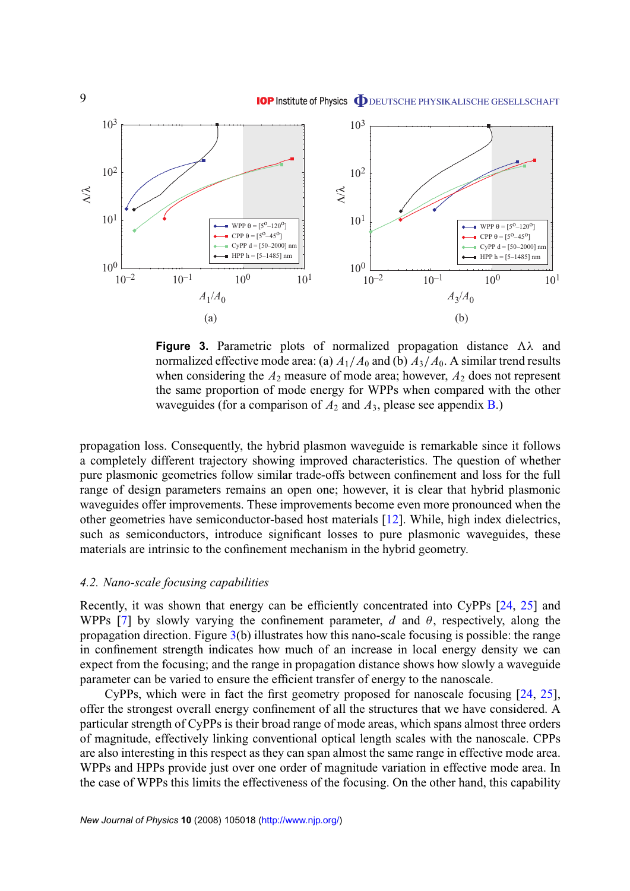**Figure 3.** Parametric plots of normalized propagation distance $\Lambda\lambda$ and normalized effective mode area: (a) $A_1/A_0$ and (b) $A_3/A_0$. A similar trend results when considering the $A_2$ measure of mode area; however, $A_2$ does not represent the same proportion of mode energy for WPPs when compared with the other waveguides (for a comparison of $A_2$ and $A_3$, please see appendix B.)

propagation loss. Consequently, the hybrid plasmon waveguide is remarkable since it follows a completely different trajectory showing improved characteristics. The question of whether pure plasmonic geometries follow similar trade-offs between confinement and loss for the full range of design parameters remains an open one; however, it is clear that hybrid plasmonic waveguides offer improvements. These improvements become even more pronounced when the other geometries have semiconductor-based host materials [12]. While, high index dielectrics, such as semiconductors, introduce significant losses to pure plasmonic waveguides, these materials are intrinsic to the confinement mechanism in the hybrid geometry.

### *4.2. Nano-scale focusing capabilities*

Recently, it was shown that energy can be efficiently concentrated into CyPPs [24, 25] and WPPs [7] by slowly varying the confinement parameter, $d$ and $\theta$, respectively, along the propagation direction. Figure 3(b) illustrates how this nano-scale focusing is possible: the range in confinement strength indicates how much of an increase in local energy density we can expect from the focusing; and the range in propagation distance shows how slowly a waveguide parameter can be varied to ensure the efficient transfer of energy to the nanoscale.

CyPPs, which were in fact the first geometry proposed for nanoscale focusing [24, 25], offer the strongest overall energy confinement of all the structures that we have considered. A particular strength of CyPPs is their broad range of mode areas, which spans almost three orders of magnitude, effectively linking conventional optical length scales with the nanoscale. CPPs are also interesting in this respect as they can span almost the same range in effective mode area. WPPs and HPPs provide just over one order of magnitude variation in effective mode area. In the case of WPPs this limits the effectiveness of the focusing. On the other hand, this capability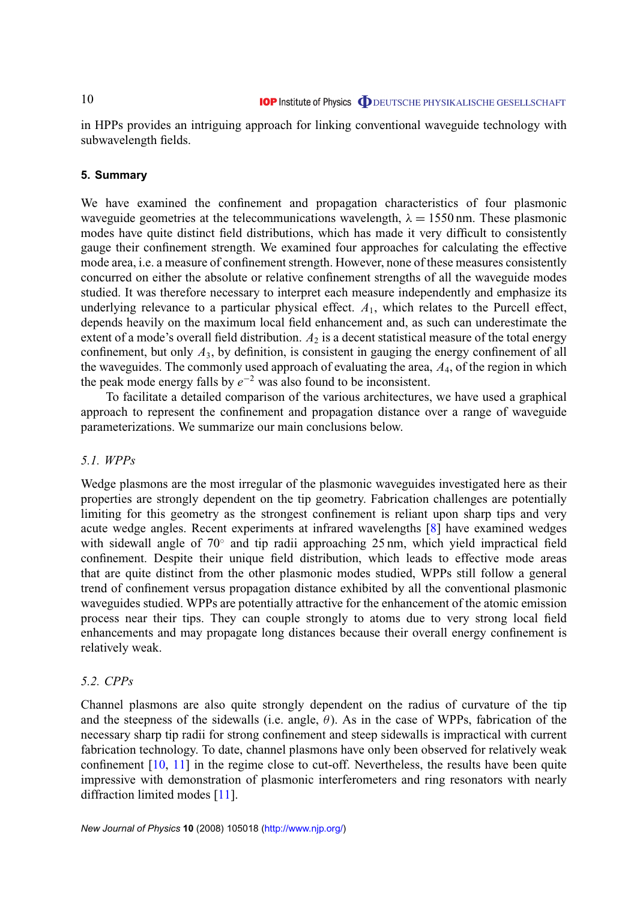in HPPs provides an intriguing approach for linking conventional waveguide technology with subwavelength fields.

## 5. Summary

We have examined the confinement and propagation characteristics of four plasmonic waveguide geometries at the telecommunications wavelength, $\lambda = 1550$ nm. These plasmonic modes have quite distinct field distributions, which has made it very difficult to consistently gauge their confinement strength. We examined four approaches for calculating the effective mode area, i.e. a measure of confinement strength. However, none of these measures consistently concurred on either the absolute or relative confinement strengths of all the waveguide modes studied. It was therefore necessary to interpret each measure independently and emphasize its underlying relevance to a particular physical effect. $A_1$, which relates to the Purcell effect, depends heavily on the maximum local field enhancement and, as such can underestimate the extent of a mode's overall field distribution. $A_2$ is a decent statistical measure of the total energy confinement, but only $A_3$, by definition, is consistent in gauging the energy confinement of all the waveguides. The commonly used approach of evaluating the area, $A_4$, of the region in which the peak mode energy falls by $e^{-2}$ was also found to be inconsistent.

To facilitate a detailed comparison of the various architectures, we have used a graphical approach to represent the confinement and propagation distance over a range of waveguide parameterizations. We summarize our main conclusions below.

### *5.1. WPPs*

Wedge plasmons are the most irregular of the plasmonic waveguides investigated here as their properties are strongly dependent on the tip geometry. Fabrication challenges are potentially limiting for this geometry as the strongest confinement is reliant upon sharp tips and very acute wedge angles. Recent experiments at infrared wavelengths [8] have examined wedges with sidewall angle of 70° and tip radii approaching 25 nm, which yield impractical field confinement. Despite their unique field distribution, which leads to effective mode areas that are quite distinct from the other plasmonic modes studied, WPPs still follow a general trend of confinement versus propagation distance exhibited by all the conventional plasmonic waveguides studied. WPPs are potentially attractive for the enhancement of the atomic emission process near their tips. They can couple strongly to atoms due to very strong local field enhancements and may propagate long distances because their overall energy confinement is relatively weak.

### *5.2. CPPs*

Channel plasmons are also quite strongly dependent on the radius of curvature of the tip and the steepness of the sidewalls (i.e. angle, $\theta$). As in the case of WPPs, fabrication of the necessary sharp tip radii for strong confinement and steep sidewalls is impractical with current fabrication technology. To date, channel plasmons have only been observed for relatively weak confinement [10, 11] in the regime close to cut-off. Nevertheless, the results have been quite impressive with demonstration of plasmonic interferometers and ring resonators with nearly diffraction limited modes [11].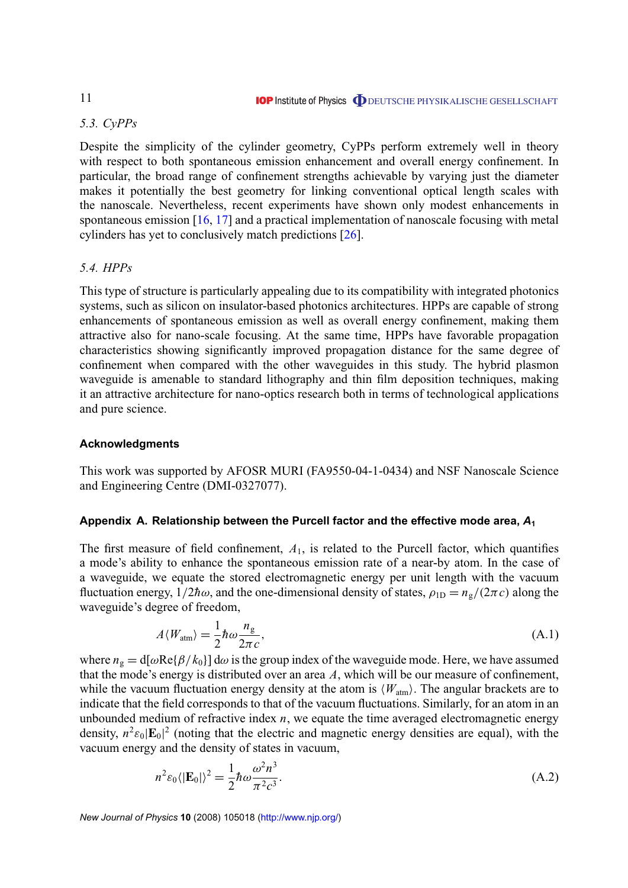### 5.3. CyPPs

Despite the simplicity of the cylinder geometry, CyPPs perform extremely well in theory with respect to both spontaneous emission enhancement and overall energy confinement. In particular, the broad range of confinement strengths achievable by varying just the diameter makes it potentially the best geometry for linking conventional optical length scales with the nanoscale. Nevertheless, recent experiments have shown only modest enhancements in spontaneous emission [16, 17] and a practical implementation of nanoscale focusing with metal cylinders has yet to conclusively match predictions [26].

### 5.4. HPPs

This type of structure is particularly appealing due to its compatibility with integrated photonics systems, such as silicon on insulator-based photonics architectures. HPPs are capable of strong enhancements of spontaneous emission as well as overall energy confinement, making them attractive also for nano-scale focusing. At the same time, HPPs have favorable propagation characteristics showing significantly improved propagation distance for the same degree of confinement when compared with the other waveguides in this study. The hybrid plasmon waveguide is amenable to standard lithography and thin film deposition techniques, making it an attractive architecture for nano-optics research both in terms of technological applications and pure science.

## Acknowledgments

This work was supported by AFOSR MURI (FA9550-04-1-0434) and NSF Nanoscale Science and Engineering Centre (DMI-0327077).

## Appendix A. Relationship between the Purcell factor and the effective mode area, $A_1$

The first measure of field confinement, $A_1$, is related to the Purcell factor, which quantifies a mode's ability to enhance the spontaneous emission rate of a near-by atom. In the case of a waveguide, we equate the stored electromagnetic energy per unit length with the vacuum fluctuation energy, $1/2\hbar\omega$, and the one-dimensional density of states, $\rho_{1D} = n_g/(2\pi c)$ along the waveguide's degree of freedom,

$$A\langle W_{\text{atm}}\rangle = \frac{1}{2}\hbar\omega\frac{n_g}{2\pi c}, \tag{A.1}$$

where $n_g = \mathrm{d}[\omega \mathrm{Re}\{\beta/k_0\}]\,\mathrm{d}\omega$ is the group index of the waveguide mode. Here, we have assumed that the mode's energy is distributed over an area $A$, which will be our measure of confinement, while the vacuum fluctuation energy density at the atom is $\langle W_{\text{atm}}\rangle$. The angular brackets are to indicate that the field corresponds to that of the vacuum fluctuations. Similarly, for an atom in an unbounded medium of refractive index $n$, we equate the time averaged electromagnetic energy density, $n^2\varepsilon_0|\mathbf{E}_0|^2$ (noting that the electric and magnetic energy densities are equal), with the vacuum energy and the density of states in vacuum,

$$n^2\varepsilon_0\langle|\mathbf{E}_0|\rangle^2 = \frac{1}{2}\hbar\omega\frac{\omega^2 n^3}{\pi^2 c^3}. \tag{A.2}$$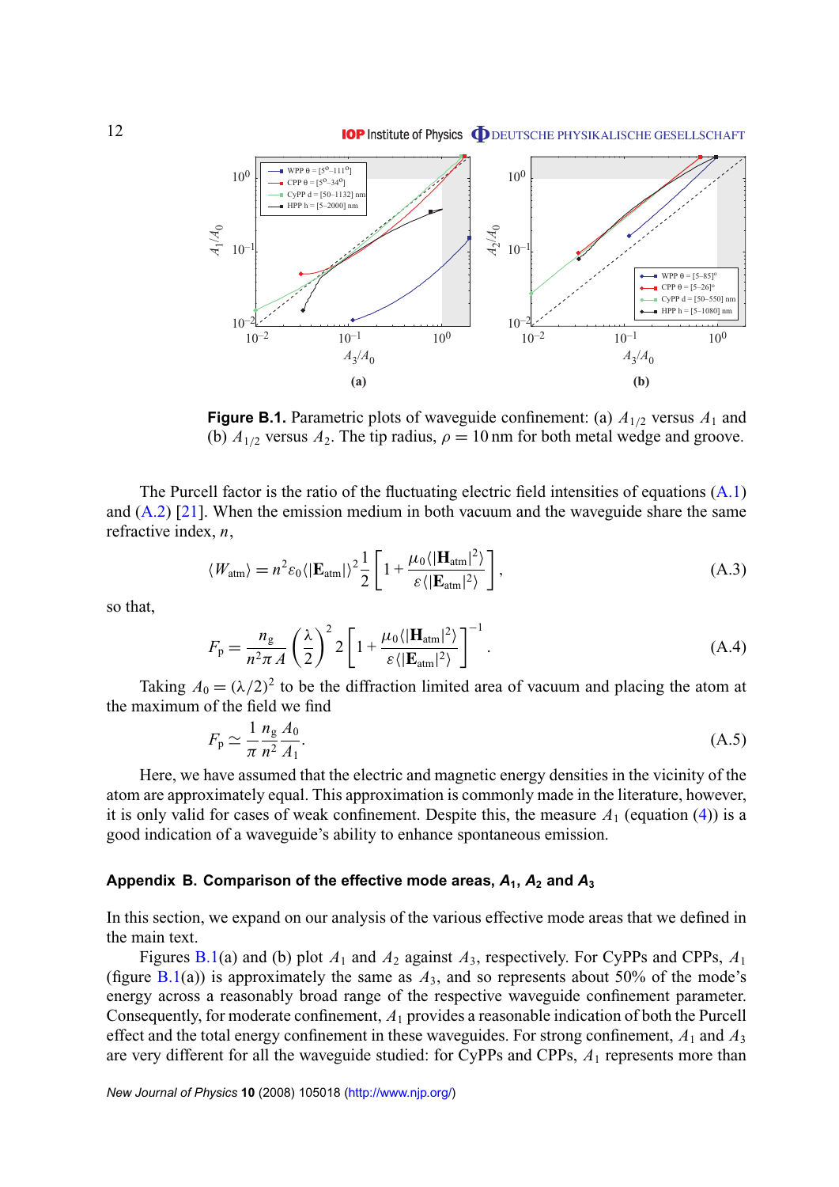Figure B.1. Parametric plots of waveguide confinement: (a) $A_{1/2}$ versus $A_1$ and (b) $A_{1/2}$ versus $A_2$. The tip radius, $\rho = 10$ nm for both metal wedge and groove.

The Purcell factor is the ratio of the fluctuating electric field intensities of equations (A.1) and (A.2) [21]. When the emission medium in both vacuum and the waveguide share the same refractive index, $n$,

$$\langle W_{\text{atm}} \rangle = n^2 \varepsilon_0 \langle |\mathbf{E}_{\text{atm}}| \rangle^2 \frac{1}{2} \left[ 1 + \frac{\mu_0 \langle |\mathbf{H}_{\text{atm}}|^2 \rangle}{\varepsilon \langle |\mathbf{E}_{\text{atm}}|^2 \rangle} \right], \tag{A.3}$$

so that,

$$F_{\text{p}} = \frac{n_{\text{g}}}{n^2 \pi A} \left( \frac{\lambda}{2} \right)^2 2 \left[ 1 + \frac{\mu_0 \langle |\mathbf{H}_{\text{atm}}|^2 \rangle}{\varepsilon \langle |\mathbf{E}_{\text{atm}}|^2 \rangle} \right]^{-1}. \tag{A.4}$$

Taking $A_0 = (\lambda/2)^2$ to be the diffraction limited area of vacuum and placing the atom at the maximum of the field we find

$$F_{\text{p}} \simeq \frac{1}{\pi} \frac{n_{\text{g}}}{n^2} \frac{A_0}{A_1}. \tag{A.5}$$

Here, we have assumed that the electric and magnetic energy densities in the vicinity of the atom are approximately equal. This approximation is commonly made in the literature, however, it is only valid for cases of weak confinement. Despite this, the measure $A_1$ (equation (4)) is a good indication of a waveguide's ability to enhance spontaneous emission.

## Appendix B. Comparison of the effective mode areas, $A_1$, $A_2$ and $A_3$

In this section, we expand on our analysis of the various effective mode areas that we defined in the main text.

Figures B.1(a) and (b) plot $A_1$ and $A_2$ against $A_3$, respectively. For CyPPs and CPPs, $A_1$ (figure B.1(a)) is approximately the same as $A_3$, and so represents about 50% of the mode's energy across a reasonably broad range of the respective waveguide confinement parameter. Consequently, for moderate confinement, $A_1$ provides a reasonable indication of both the Purcell effect and the total energy confinement in these waveguides. For strong confinement, $A_1$ and $A_3$ are very different for all the waveguide studied: for CyPPs and CPPs, $A_1$ represents more than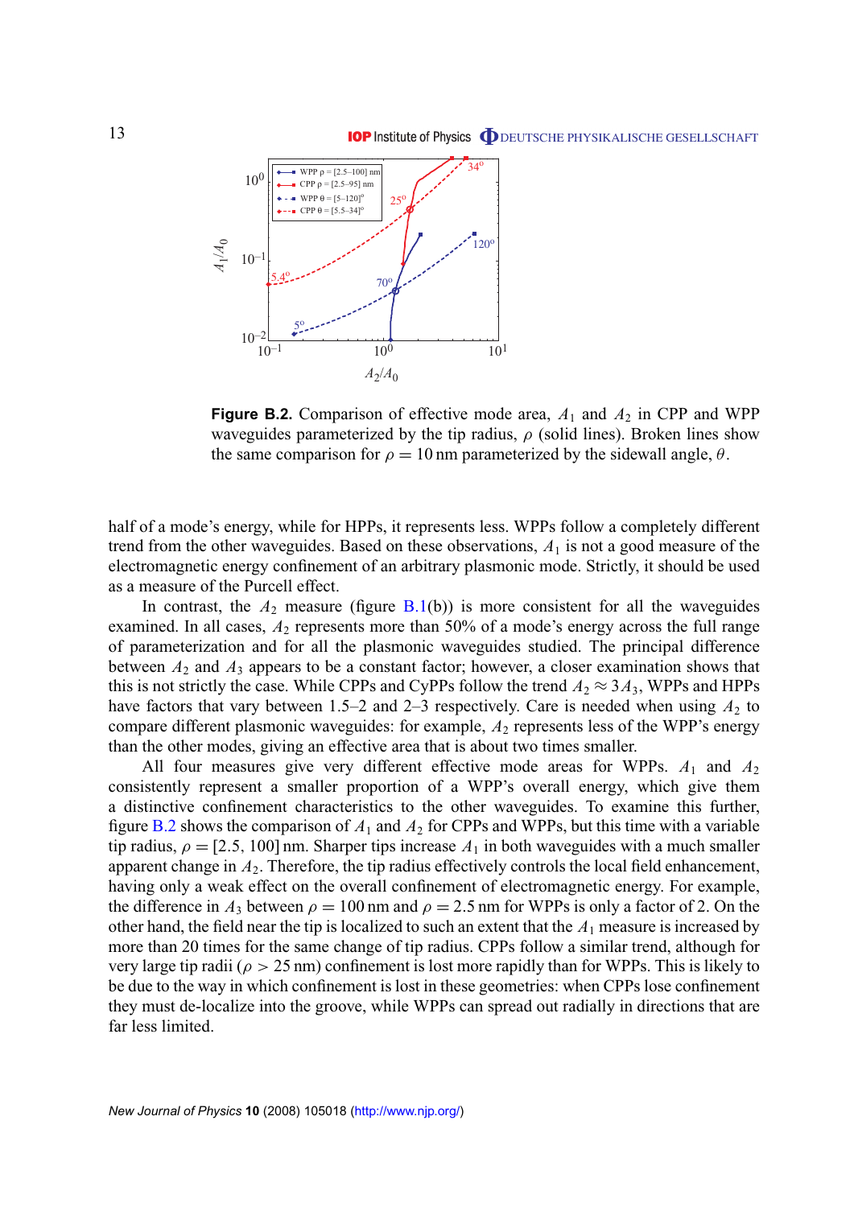**Figure B.2.** Comparison of effective mode area, $A_1$ and $A_2$ in CPP and WPP waveguides parameterized by the tip radius, $\rho$ (solid lines). Broken lines show the same comparison for $\rho = 10$ nm parameterized by the sidewall angle, $\theta$.

half of a mode's energy, while for HPPs, it represents less. WPPs follow a completely different trend from the other waveguides. Based on these observations, $A_1$ is not a good measure of the electromagnetic energy confinement of an arbitrary plasmonic mode. Strictly, it should be used as a measure of the Purcell effect.

In contrast, the $A_2$ measure (figure B.1(b)) is more consistent for all the waveguides examined. In all cases, $A_2$ represents more than 50% of a mode's energy across the full range of parameterization and for all the plasmonic waveguides studied. The principal difference between $A_2$ and $A_3$ appears to be a constant factor; however, a closer examination shows that this is not strictly the case. While CPPs and CyPPs follow the trend $A_2 \approx 3A_3$, WPPs and HPPs have factors that vary between 1.5–2 and 2–3 respectively. Care is needed when using $A_2$ to compare different plasmonic waveguides: for example, $A_2$ represents less of the WPP's energy than the other modes, giving an effective area that is about two times smaller.

All four measures give very different effective mode areas for WPPs. $A_1$ and $A_2$ consistently represent a smaller proportion of a WPP's overall energy, which give them a distinctive confinement characteristics to the other waveguides. To examine this further, figure B.2 shows the comparison of $A_1$ and $A_2$ for CPPs and WPPs, but this time with a variable tip radius, $\rho = [2.5, 100]$ nm. Sharper tips increase $A_1$ in both waveguides with a much smaller apparent change in $A_2$. Therefore, the tip radius effectively controls the local field enhancement, having only a weak effect on the overall confinement of electromagnetic energy. For example, the difference in $A_3$ between $\rho = 100$ nm and $\rho = 2.5$ nm for WPPs is only a factor of 2. On the other hand, the field near the tip is localized to such an extent that the $A_1$ measure is increased by more than 20 times for the same change of tip radius. CPPs follow a similar trend, although for very large tip radii ($\rho > 25$ nm) confinement is lost more rapidly than for WPPs. This is likely to be due to the way in which confinement is lost in these geometries: when CPPs lose confinement they must de-localize into the groove, while WPPs can spread out radially in directions that are far less limited.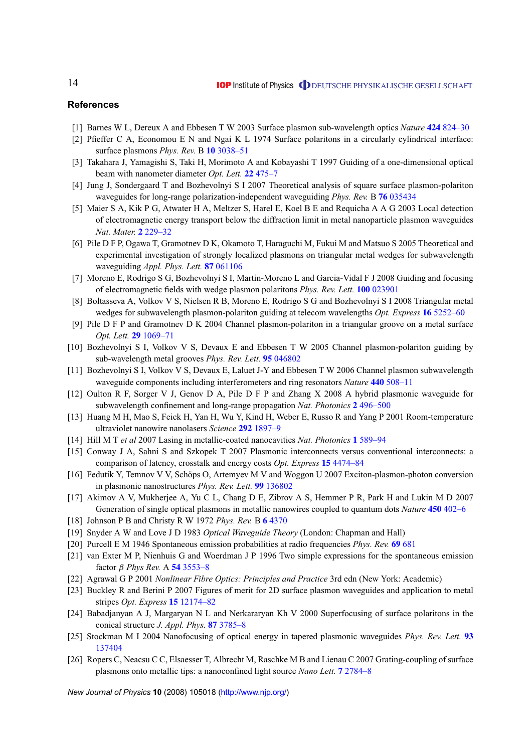## References

[1] Barnes W L, Dereux A and Ebbesen T W 2003 Surface plasmon sub-wavelength optics *Nature* **424** 824–30

[2] Pfieffer C A, Economou E N and Ngai K L 1974 Surface polaritons in a circularly cylindrical interface: surface plasmons *Phys. Rev.* B **10** 3038–51

[3] Takahara J, Yamagishi S, Taki H, Morimoto A and Kobayashi T 1997 Guiding of a one-dimensional optical beam with nanometer diameter *Opt. Lett.* **22** 475–7

[4] Jung J, Sondergaard T and Bozhevolnyi S I 2007 Theoretical analysis of square surface plasmon-polariton waveguides for long-range polarization-independent waveguiding *Phys. Rev.* B **76** 035434

[5] Maier S A, Kik P G, Atwater H A, Meltzer S, Harel E, Koel B E and Requicha A A G 2003 Local detection of electromagnetic energy transport below the diffraction limit in metal nanoparticle plasmon waveguides *Nat. Mater.* **2** 229–32

[6] Pile D F P, Ogawa T, Gramotnev D K, Okamoto T, Haraguchi M, Fukui M and Matsuo S 2005 Theoretical and experimental investigation of strongly localized plasmons on triangular metal wedges for subwavelength waveguiding *Appl. Phys. Lett.* **87** 061106

[7] Moreno E, Rodrigo S G, Bozhevolnyi S I, Martin-Moreno L and Garcia-Vidal F J 2008 Guiding and focusing of electromagnetic fields with wedge plasmon polaritons *Phys. Rev. Lett.* **100** 023901

[8] Boltasseva A, Volkov V S, Nielsen R B, Moreno E, Rodrigo S G and Bozhevolnyi S I 2008 Triangular metal wedges for subwavelength plasmon-polariton guiding at telecom wavelengths *Opt. Express* **16** 5252–60

[9] Pile D F P and Gramotnev D K 2004 Channel plasmon-polariton in a triangular groove on a metal surface *Opt. Lett.* **29** 1069–71

[10] Bozhevolnyi S I, Volkov V S, Devaux E and Ebbesen T W 2005 Channel plasmon-polariton guiding by sub-wavelength metal grooves *Phys. Rev. Lett.* **95** 046802

[11] Bozhevolnyi S I, Volkov V S, Devaux E, Laluet J-Y and Ebbesen T W 2006 Channel plasmon subwavelength waveguide components including interferometers and ring resonators *Nature* **440** 508–11

[12] Oulton R F, Sorger V J, Genov D A, Pile D F P and Zhang X 2008 A hybrid plasmonic waveguide for subwavelength confinement and long-range propagation *Nat. Photonics* **2** 496–500

[13] Huang M H, Mao S, Feick H, Yan H, Wu Y, Kind H, Weber E, Russo R and Yang P 2001 Room-temperature ultraviolet nanowire nanolasers *Science* **292** 1897–9

[14] Hill M T *et al* 2007 Lasing in metallic-coated nanocavities *Nat. Photonics* **1** 589–94

[15] Conway J A, Sahni S and Szkopek T 2007 Plasmonic interconnects versus conventional interconnects: a comparison of latency, crosstalk and energy costs *Opt. Express* **15** 4474–84

[16] Fedutik Y, Temnov V V, Schöps O, Artemyev M V and Woggon U 2007 Exciton-plasmon-photon conversion in plasmonic nanostructures *Phys. Rev. Lett.* **99** 136802

[17] Akimov A V, Mukherjee A, Yu C L, Chang D E, Zibrov A S, Hemmer P R, Park H and Lukin M D 2007 Generation of single optical plasmons in metallic nanowires coupled to quantum dots *Nature* **450** 402–6

[18] Johnson P B and Christy R W 1972 *Phys. Rev.* B **6** 4370

[19] Snyder A W and Love J D 1983 *Optical Waveguide Theory* (London: Chapman and Hall)

[20] Purcell E M 1946 Spontaneous emission probabilities at radio frequencies *Phys. Rev.* **69** 681

[21] van Exter M P, Nienhuis G and Woerdman J P 1996 Two simple expressions for the spontaneous emission factor $\beta$ *Phys Rev.* A **54** 3553–8

[22] Agrawal G P 2001 *Nonlinear Fibre Optics: Principles and Practice* 3rd edn (New York: Academic)

[23] Buckley R and Berini P 2007 Figures of merit for 2D surface plasmon waveguides and application to metal stripes *Opt. Express* **15** 12174–82

[24] Babadjanyan A J, Margaryan N L and Nerkararyan Kh V 2000 Superfocusing of surface polaritons in the conical structure *J. Appl. Phys.* **87** 3785–8

[25] Stockman M I 2004 Nanofocusing of optical energy in tapered plasmonic waveguides *Phys. Rev. Lett.* **93** 137404

[26] Ropers C, Neacsu C C, Elsaesser T, Albrecht M, Raschke M B and Lienau C 2007 Grating-coupling of surface plasmons onto metallic tips: a nanoconfined light source *Nano Lett.* **7** 2784–8